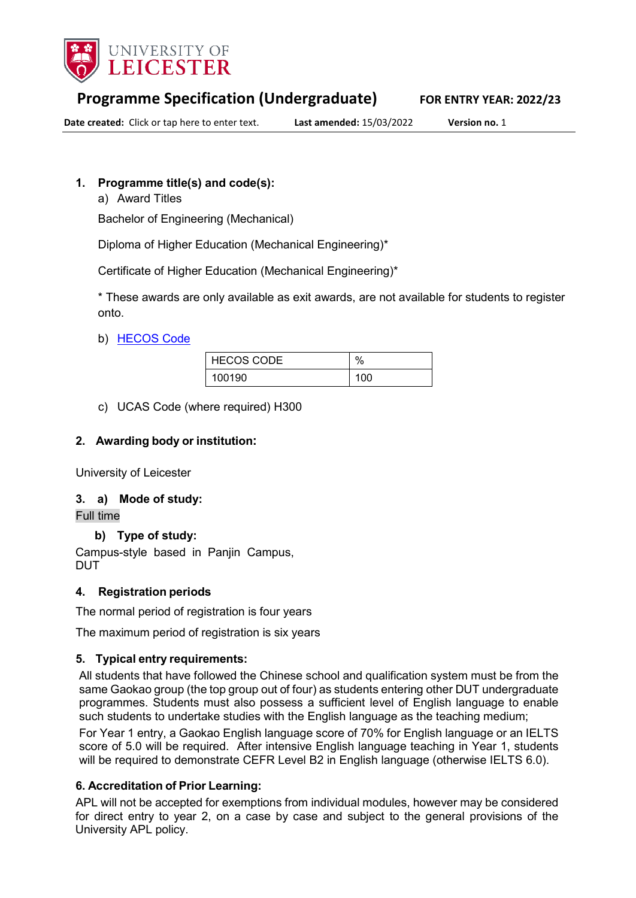UNIVERSITY OF LEICESTER

# Programme Specification (Undergraduate)

**FOR ENTRY YEAR: 2022/23**

**Date created:** Click or tap here to enter text. **Last amended:** 15/03/2022 **Version no.** 1

## 1. Programme title(s) and code(s):

a) Award Titles

Bachelor of Engineering (Mechanical)

Diploma of Higher Education (Mechanical Engineering)*

Certificate of Higher Education (Mechanical Engineering)*

* These awards are only available as exit awards, are not available for students to register onto.

b) HECOS Code

| HECOS CODE | % |
|---|---|
| 100190 | 100 |

c) UCAS Code (where required) H300

## 2. Awarding body or institution:

University of Leicester

## 3. a) Mode of study:

Full time

### b) Type of study:

Campus-style based in Panjin Campus, DUT

## 4. Registration periods

The normal period of registration is four years

The maximum period of registration is six years

## 5. Typical entry requirements:

All students that have followed the Chinese school and qualification system must be from the same Gaokao group (the top group out of four) as students entering other DUT undergraduate programmes. Students must also possess a sufficient level of English language to enable such students to undertake studies with the English language as the teaching medium;

For Year 1 entry, a Gaokao English language score of 70% for English language or an IELTS score of 5.0 will be required. After intensive English language teaching in Year 1, students will be required to demonstrate CEFR Level B2 in English language (otherwise IELTS 6.0).

## 6. Accreditation of Prior Learning:

APL will not be accepted for exemptions from individual modules, however may be considered for direct entry to year 2, on a case by case and subject to the general provisions of the University APL policy.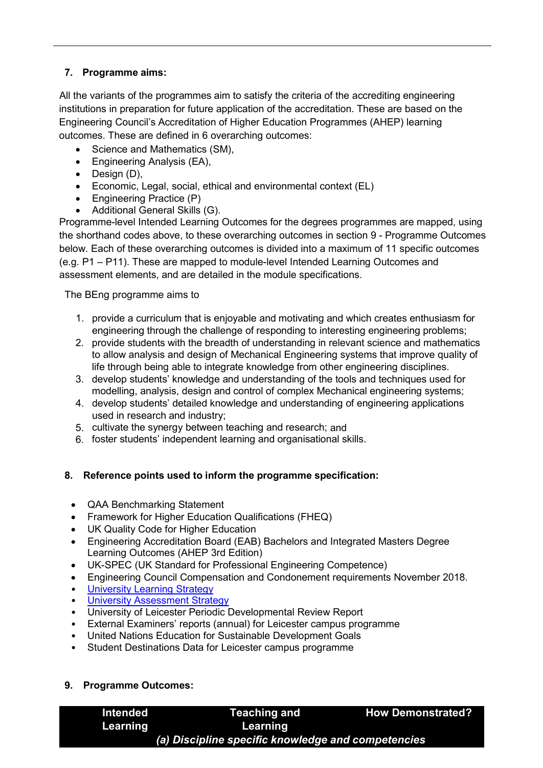## 7. Programme aims:

All the variants of the programmes aim to satisfy the criteria of the accrediting engineering institutions in preparation for future application of the accreditation. These are based on the Engineering Council's Accreditation of Higher Education Programmes (AHEP) learning outcomes. These are defined in 6 overarching outcomes:

- Science and Mathematics (SM),
- Engineering Analysis (EA),
- Design (D),
- Economic, Legal, social, ethical and environmental context (EL)
- Engineering Practice (P)
- Additional General Skills (G).

Programme-level Intended Learning Outcomes for the degrees programmes are mapped, using the shorthand codes above, to these overarching outcomes in section 9 - Programme Outcomes below. Each of these overarching outcomes is divided into a maximum of 11 specific outcomes (e.g. P1 – P11). These are mapped to module-level Intended Learning Outcomes and assessment elements, and are detailed in the module specifications.

The BEng programme aims to

1. provide a curriculum that is enjoyable and motivating and which creates enthusiasm for engineering through the challenge of responding to interesting engineering problems;
2. provide students with the breadth of understanding in relevant science and mathematics to allow analysis and design of Mechanical Engineering systems that improve quality of life through being able to integrate knowledge from other engineering disciplines.
3. develop students' knowledge and understanding of the tools and techniques used for modelling, analysis, design and control of complex Mechanical engineering systems;
4. develop students' detailed knowledge and understanding of engineering applications used in research and industry;
5. cultivate the synergy between teaching and research; and
6. foster students' independent learning and organisational skills.

## 8. Reference points used to inform the programme specification:

- QAA Benchmarking Statement
- Framework for Higher Education Qualifications (FHEQ)
- UK Quality Code for Higher Education
- Engineering Accreditation Board (EAB) Bachelors and Integrated Masters Degree Learning Outcomes (AHEP 3rd Edition)
- UK-SPEC (UK Standard for Professional Engineering Competence)
- Engineering Council Compensation and Condonement requirements November 2018.
- University Learning Strategy
- University Assessment Strategy
- University of Leicester Periodic Developmental Review Report
- External Examiners' reports (annual) for Leicester campus programme
- United Nations Education for Sustainable Development Goals
- Student Destinations Data for Leicester campus programme

## 9. Programme Outcomes:

| Intended Learning | Teaching and Learning | How Demonstrated? |
|---|---|---|
| ***(a) Discipline specific knowledge and competencies*** | | |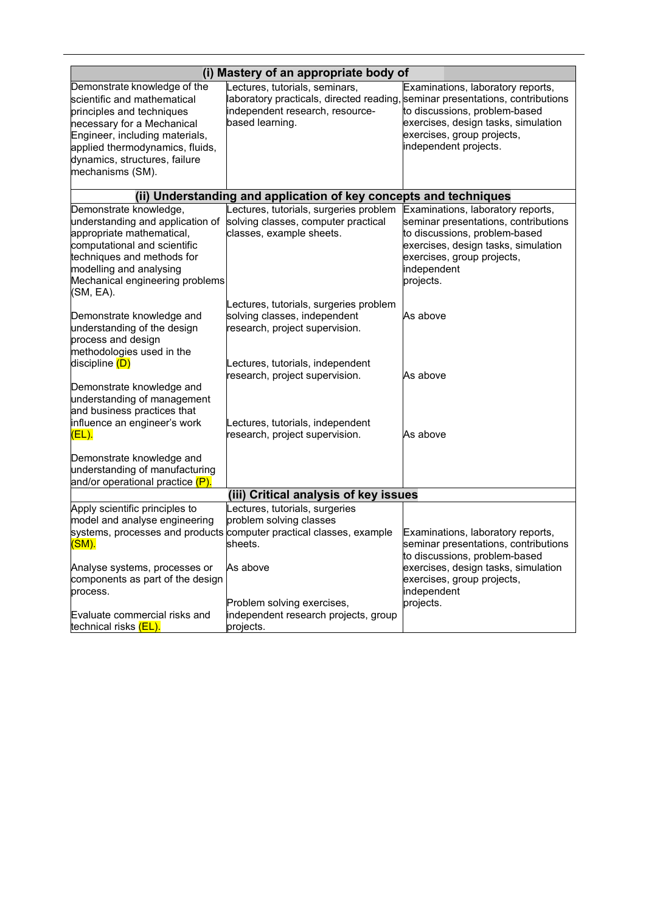| (i) Mastery of an appropriate body of | | |
|---|---|---|
| Demonstrate knowledge of the scientific and mathematical principles and techniques necessary for a Mechanical Engineer, including materials, applied thermodynamics, fluids, dynamics, structures, failure mechanisms (SM). | Lectures, tutorials, seminars, laboratory practicals, directed reading, independent research, resource-based learning. | Examinations, laboratory reports, seminar presentations, contributions to discussions, problem-based exercises, design tasks, simulation exercises, group projects, independent projects. |
| **(ii) Understanding and application of key concepts and techniques** | | |
| Demonstrate knowledge, understanding and application of appropriate mathematical, computational and scientific techniques and methods for modelling and analysing Mechanical engineering problems (SM, EA). | Lectures, tutorials, surgeries problem solving classes, computer practical classes, example sheets. | Examinations, laboratory reports, seminar presentations, contributions to discussions, problem-based exercises, design tasks, simulation exercises, group projects, independent projects. |
| Demonstrate knowledge and understanding of the design process and design methodologies used in the discipline (D) | Lectures, tutorials, surgeries problem solving classes, independent research, project supervision. | As above |
| Demonstrate knowledge and understanding of management and business practices that influence an engineer's work (EL). | Lectures, tutorials, independent research, project supervision. | As above |
| Demonstrate knowledge and understanding of manufacturing and/or operational practice (P). | Lectures, tutorials, independent research, project supervision. | As above |
| **(iii) Critical analysis of key issues** | | |
| Apply scientific principles to model and analyse engineering systems, processes and products (SM). | Lectures, tutorials, surgeries problem solving classes computer practical classes, example sheets. | Examinations, laboratory reports, seminar presentations, contributions to discussions, problem-based exercises, design tasks, simulation exercises, group projects, independent projects. |
| Analyse systems, processes or components as part of the design process. | As above | |
| Evaluate commercial risks and technical risks (EL). | Problem solving exercises, independent research projects, group projects. | |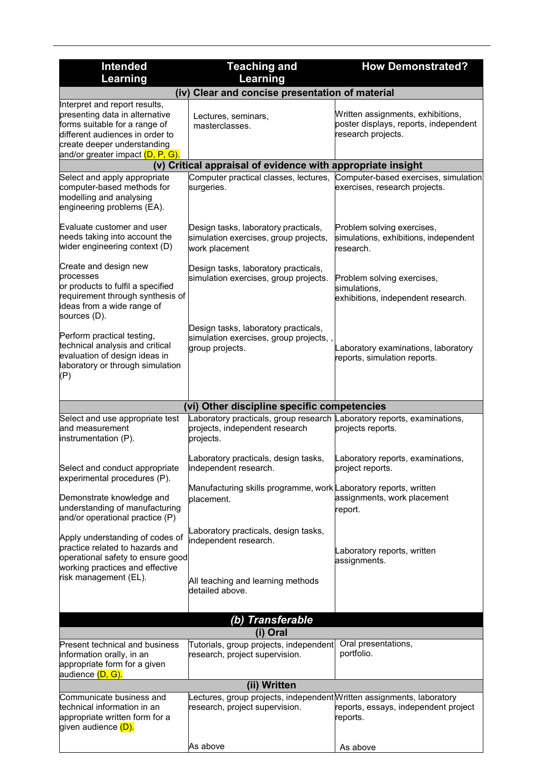| Intended Learning | Teaching and Learning | How Demonstrated? |
|---|---|---|
| **(iv) Clear and concise presentation of material** | | |
| Interpret and report results, presenting data in alternative forms suitable for a range of different audiences in order to create deeper understanding and/or greater impact (D, P, G). | Lectures, seminars, masterclasses. | Written assignments, exhibitions, poster displays, reports, independent research projects. |
| **(v) Critical appraisal of evidence with appropriate insight** | | |
| Select and apply appropriate computer-based methods for modelling and analysing engineering problems (EA). | Computer practical classes, lectures, surgeries. | Computer-based exercises, simulation exercises, research projects. |
| Evaluate customer and user needs taking into account the wider engineering context (D) | Design tasks, laboratory practicals, simulation exercises, group projects, work placement | Problem solving exercises, simulations, exhibitions, independent research. |
| Create and design new processes or products to fulfil a specified requirement through synthesis of ideas from a wide range of sources (D). | Design tasks, laboratory practicals, simulation exercises, group projects. | Problem solving exercises, simulations, exhibitions, independent research. |
| Perform practical testing, technical analysis and critical evaluation of design ideas in laboratory or through simulation (P) | Design tasks, laboratory practicals, simulation exercises, group projects, , group projects. | Laboratory examinations, laboratory reports, simulation reports. |
| **(vi) Other discipline specific competencies** | | |
| Select and use appropriate test and measurement instrumentation (P). | Laboratory practicals, group research projects, independent research projects. | Laboratory reports, examinations, projects reports. |
| Select and conduct appropriate experimental procedures (P). | Laboratory practicals, design tasks, independent research. | Laboratory reports, examinations, project reports. |
| Demonstrate knowledge and understanding of manufacturing and/or operational practice (P) | Manufacturing skills programme, work placement. | Laboratory reports, written assignments, work placement report. |
| Apply understanding of codes of practice related to hazards and operational safety to ensure good working practices and effective risk management (EL). | Laboratory practicals, design tasks, independent research. | Laboratory reports, written assignments. |
| | All teaching and learning methods detailed above. | |
| ***(b) Transferable*** | | |
| **(i) Oral** | | |
| Present technical and business information orally, in an appropriate form for a given audience (D, G). | Tutorials, group projects, independent research, project supervision. | Oral presentations, portfolio. |
| **(ii) Written** | | |
| Communicate business and technical information in an appropriate written form for a given audience (D). | Lectures, group projects, independent research, project supervision. | Written assignments, laboratory reports, essays, independent project reports. |
| | As above | As above |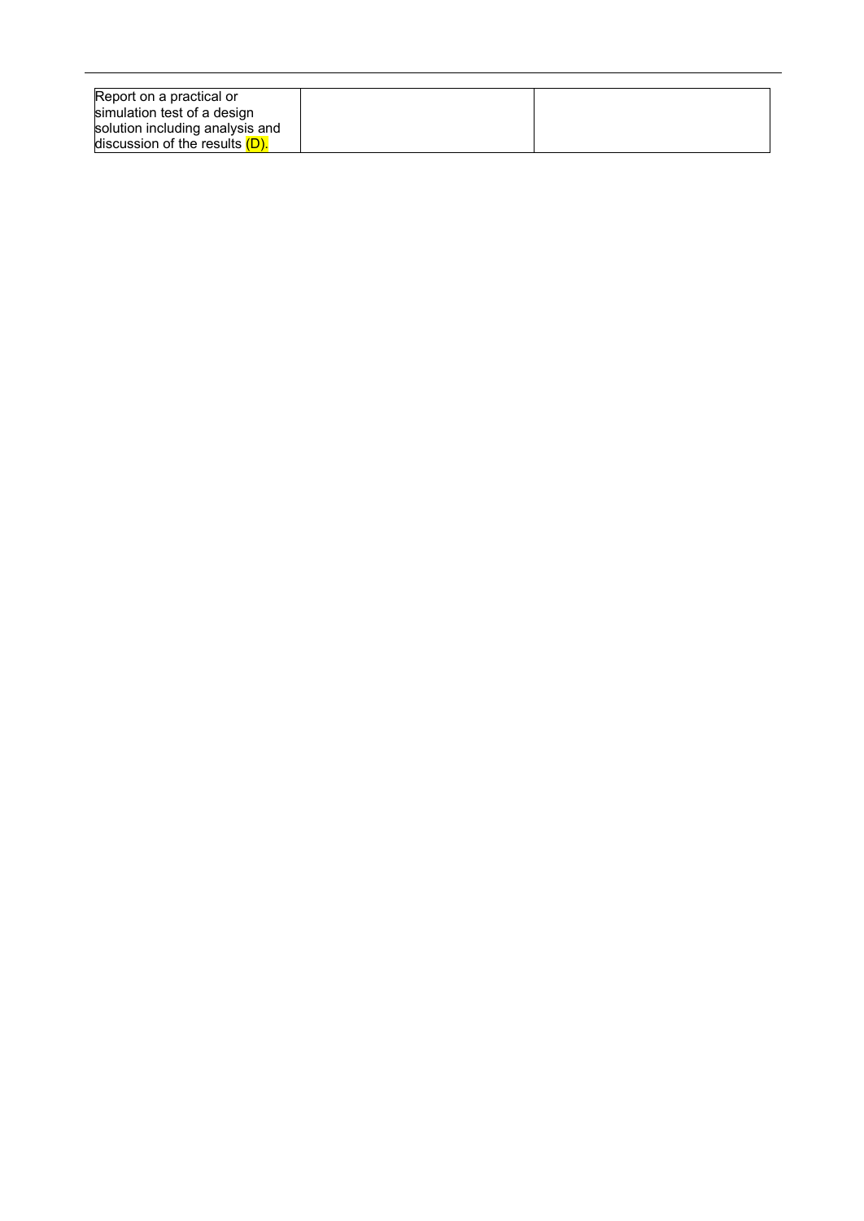| Report on a practical or simulation test of a design solution including analysis and discussion of the results (D). | | |
|---|---|---|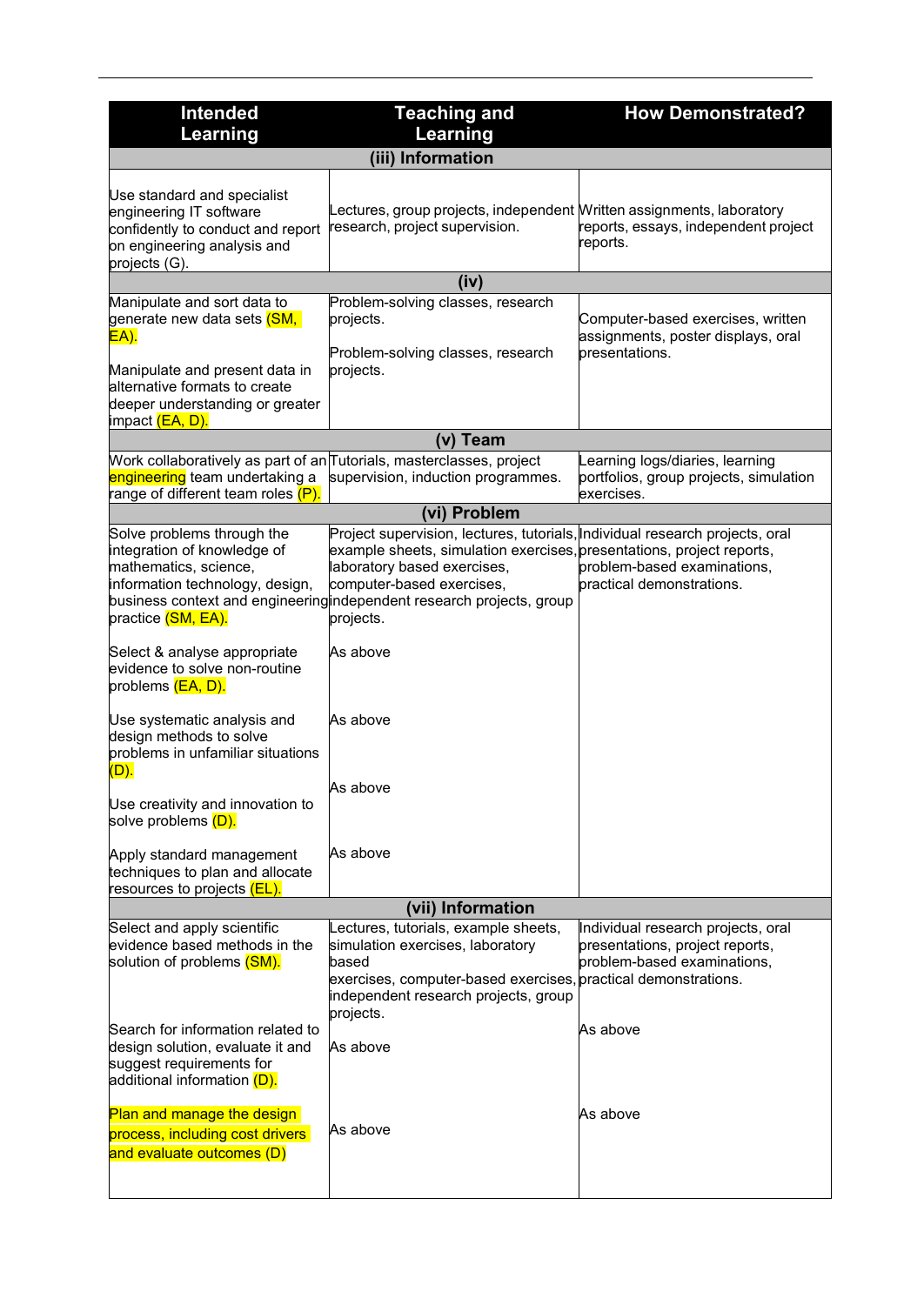| Intended Learning | Teaching and Learning | How Demonstrated? |
|---|---|---|
| **(iii) Information** | | |
| Use standard and specialist engineering IT software confidently to conduct and report on engineering analysis and projects (G). | Lectures, group projects, independent research, project supervision. | Written assignments, laboratory reports, essays, independent project reports. |
| **(iv)** | | |
| Manipulate and sort data to generate new data sets (SM, EA). | Problem-solving classes, research projects. | Computer-based exercises, written assignments, poster displays, oral presentations. |
| Manipulate and present data in alternative formats to create deeper understanding or greater impact (EA, D). | Problem-solving classes, research projects. | |
| **(v) Team** | | |
| Work collaboratively as part of an engineering team undertaking a range of different team roles (P). | Tutorials, masterclasses, project supervision, induction programmes. | Learning logs/diaries, learning portfolios, group projects, simulation exercises. |
| **(vi) Problem** | | |
| Solve problems through the integration of knowledge of mathematics, science, information technology, design, business context and engineering practice (SM, EA). | Project supervision, lectures, tutorials, example sheets, simulation exercises, laboratory based exercises, computer-based exercises, independent research projects, group projects. | Individual research projects, oral presentations, project reports, problem-based examinations, practical demonstrations. |
| Select & analyse appropriate evidence to solve non-routine problems (EA, D). | As above | |
| Use systematic analysis and design methods to solve problems in unfamiliar situations (D). | As above | |
| Use creativity and innovation to solve problems (D). | As above | |
| Apply standard management techniques to plan and allocate resources to projects (EL). | As above | |
| **(vii) Information** | | |
| Select and apply scientific evidence based methods in the solution of problems (SM). | Lectures, tutorials, example sheets, simulation exercises, laboratory based exercises, computer-based exercises, independent research projects, group projects. | Individual research projects, oral presentations, project reports, problem-based examinations, practical demonstrations. |
| Search for information related to design solution, evaluate it and suggest requirements for additional information (D). | As above | As above |
| Plan and manage the design process, including cost drivers and evaluate outcomes (D) | As above | As above |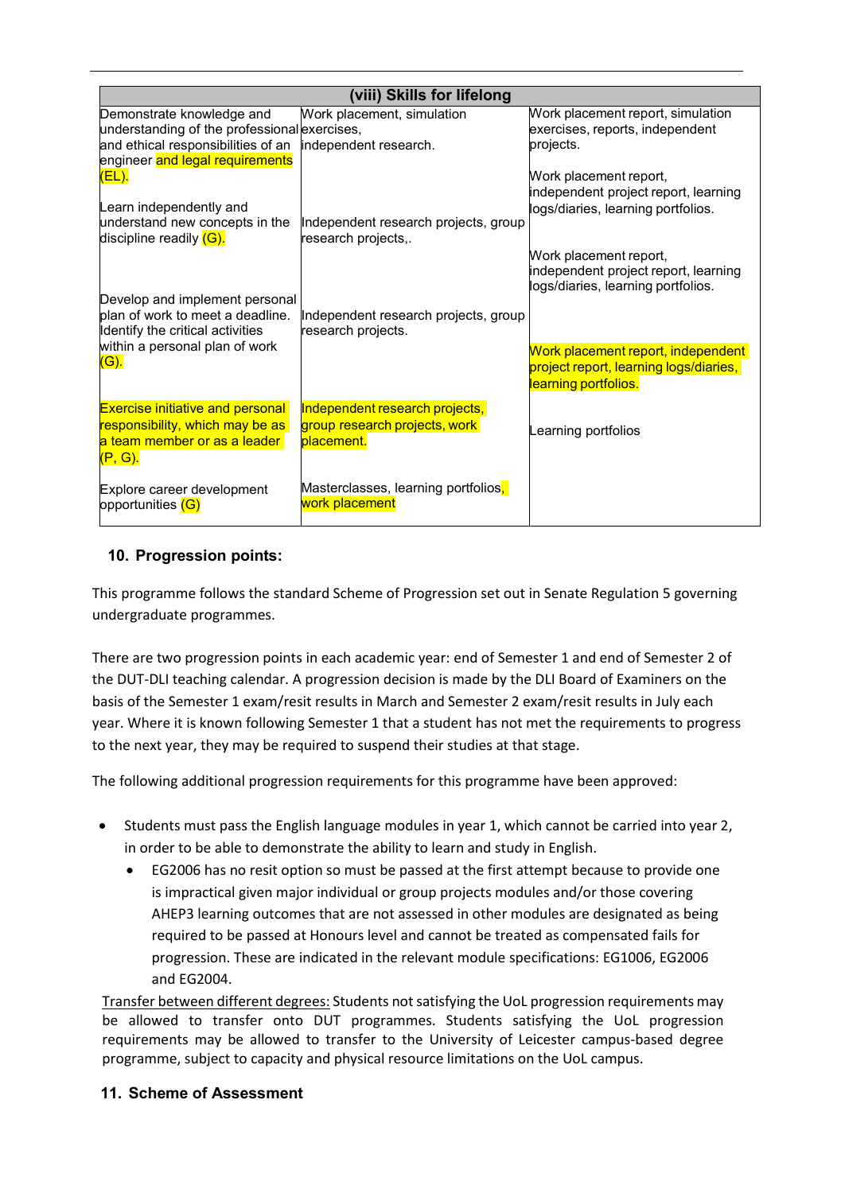| (viii) Skills for lifelong | | |
|---|---|---|
| Demonstrate knowledge and understanding of the professional and ethical responsibilities of an engineer and legal requirements (EL). | Work placement, simulation exercises, independent research. | Work placement report, simulation exercises, reports, independent projects. |
| Learn independently and understand new concepts in the discipline readily (G). | Independent research projects, group research projects,. | Work placement report, independent project report, learning logs/diaries, learning portfolios. |
| Develop and implement personal plan of work to meet a deadline. Identify the critical activities within a personal plan of work (G). | Independent research projects, group research projects. | Work placement report, independent project report, learning logs/diaries, learning portfolios. |
| Exercise initiative and personal responsibility, which may be as a team member or as a leader (P, G). | Independent research projects, group research projects, work placement. | Work placement report, independent project report, learning logs/diaries, learning portfolios. |
| Explore career development opportunities (G) | Masterclasses, learning portfolios, work placement | Learning portfolios |

## 10. Progression points:

This programme follows the standard Scheme of Progression set out in Senate Regulation 5 governing undergraduate programmes.

There are two progression points in each academic year: end of Semester 1 and end of Semester 2 of the DUT-DLI teaching calendar. A progression decision is made by the DLI Board of Examiners on the basis of the Semester 1 exam/resit results in March and Semester 2 exam/resit results in July each year. Where it is known following Semester 1 that a student has not met the requirements to progress to the next year, they may be required to suspend their studies at that stage.

The following additional progression requirements for this programme have been approved:

- Students must pass the English language modules in year 1, which cannot be carried into year 2, in order to be able to demonstrate the ability to learn and study in English.
  - EG2006 has no resit option so must be passed at the first attempt because to provide one is impractical given major individual or group projects modules and/or those covering AHEP3 learning outcomes that are not assessed in other modules are designated as being required to be passed at Honours level and cannot be treated as compensated fails for progression. These are indicated in the relevant module specifications: EG1006, EG2006 and EG2004.

Transfer between different degrees: Students not satisfying the UoL progression requirements may be allowed to transfer onto DUT programmes. Students satisfying the UoL progression requirements may be allowed to transfer to the University of Leicester campus-based degree programme, subject to capacity and physical resource limitations on the UoL campus.

## 11. Scheme of Assessment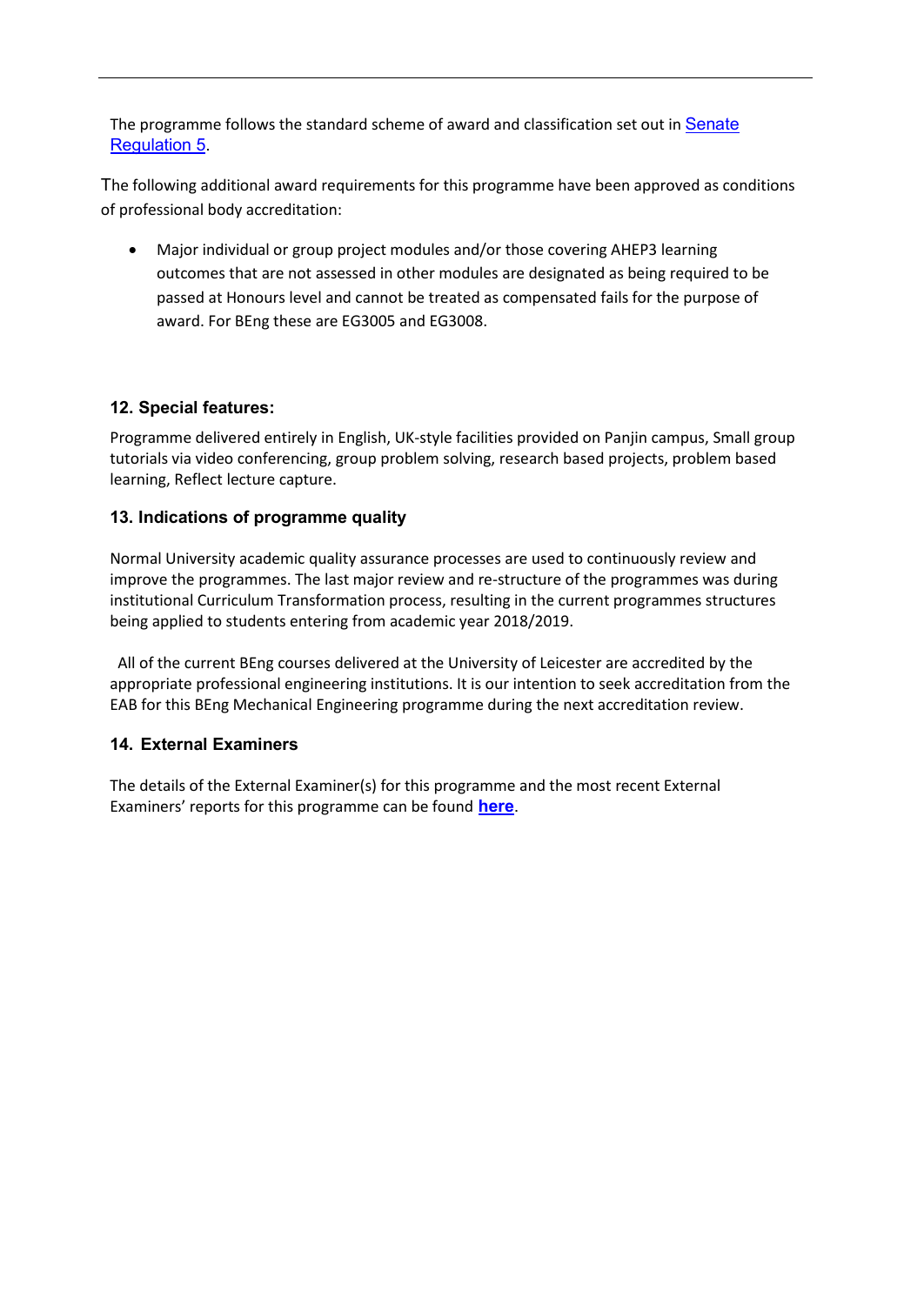The programme follows the standard scheme of award and classification set out in Senate Regulation 5.

The following additional award requirements for this programme have been approved as conditions of professional body accreditation:

- Major individual or group project modules and/or those covering AHEP3 learning outcomes that are not assessed in other modules are designated as being required to be passed at Honours level and cannot be treated as compensated fails for the purpose of award. For BEng these are EG3005 and EG3008.

## 12. Special features:

Programme delivered entirely in English, UK-style facilities provided on Panjin campus, Small group tutorials via video conferencing, group problem solving, research based projects, problem based learning, Reflect lecture capture.

## 13. Indications of programme quality

Normal University academic quality assurance processes are used to continuously review and improve the programmes. The last major review and re-structure of the programmes was during institutional Curriculum Transformation process, resulting in the current programmes structures being applied to students entering from academic year 2018/2019.

All of the current BEng courses delivered at the University of Leicester are accredited by the appropriate professional engineering institutions. It is our intention to seek accreditation from the EAB for this BEng Mechanical Engineering programme during the next accreditation review.

## 14. External Examiners

The details of the External Examiner(s) for this programme and the most recent External Examiners' reports for this programme can be found **here**.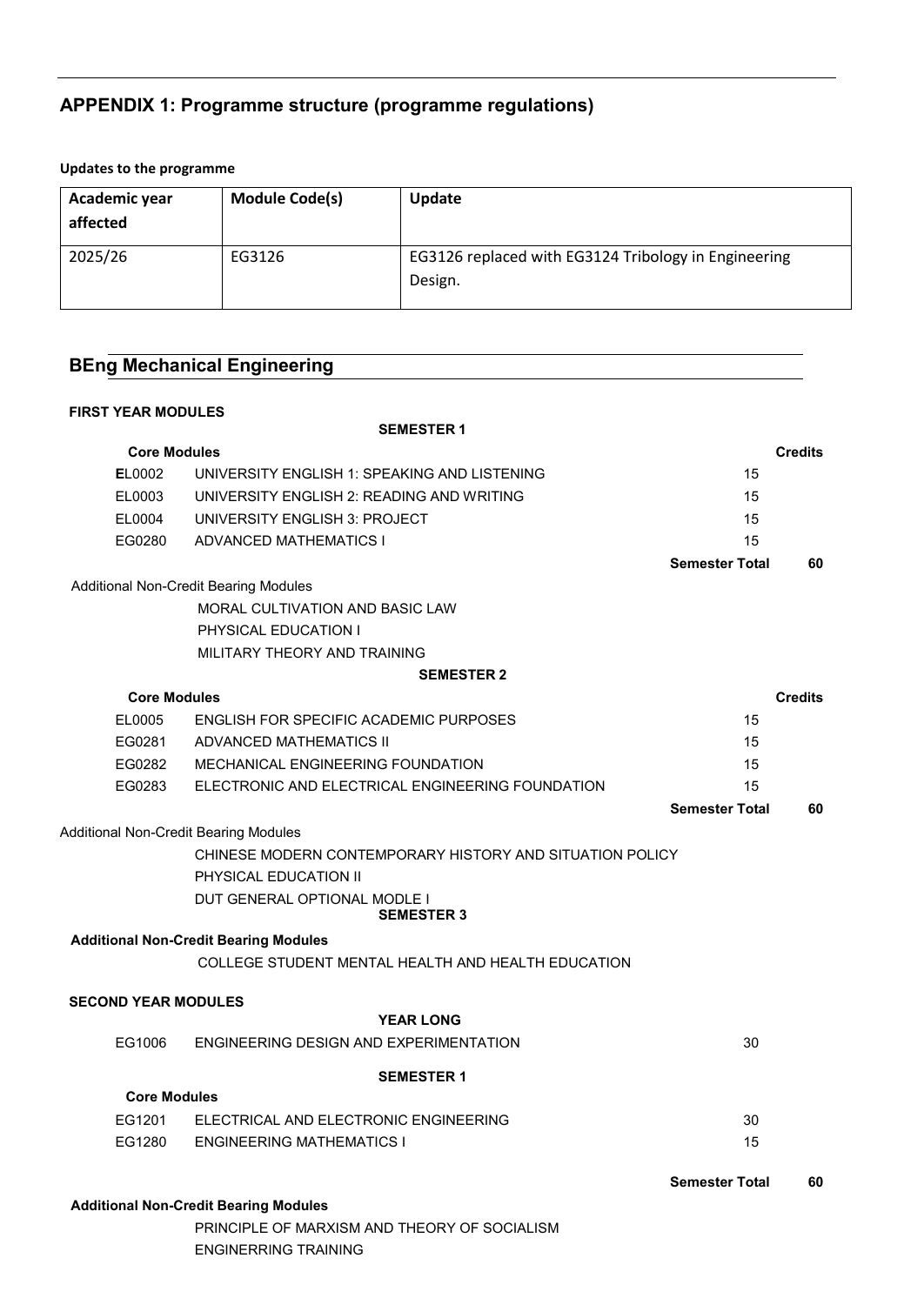## APPENDIX 1: Programme structure (programme regulations)

**Updates to the programme**

| Academic year affected | Module Code(s) | Update |
|---|---|---|
| 2025/26 | EG3126 | EG3126 replaced with EG3124 Tribology in Engineering Design. |

### BEng Mechanical Engineering

**FIRST YEAR MODULES**

**SEMESTER 1**

| **Core Modules** | | **Credits** |
|---|---|---|
| EL0002 | UNIVERSITY ENGLISH 1: SPEAKING AND LISTENING | 15 |
| EL0003 | UNIVERSITY ENGLISH 2: READING AND WRITING | 15 |
| EL0004 | UNIVERSITY ENGLISH 3: PROJECT | 15 |
| EG0280 | ADVANCED MATHEMATICS I | 15 |
| | **Semester Total** | **60** |

Additional Non-Credit Bearing Modules

- MORAL CULTIVATION AND BASIC LAW
- PHYSICAL EDUCATION I
- MILITARY THEORY AND TRAINING

**SEMESTER 2**

| **Core Modules** | | **Credits** |
|---|---|---|
| EL0005 | ENGLISH FOR SPECIFIC ACADEMIC PURPOSES | 15 |
| EG0281 | ADVANCED MATHEMATICS II | 15 |
| EG0282 | MECHANICAL ENGINEERING FOUNDATION | 15 |
| EG0283 | ELECTRONIC AND ELECTRICAL ENGINEERING FOUNDATION | 15 |
| | **Semester Total** | **60** |

Additional Non-Credit Bearing Modules

- CHINESE MODERN CONTEMPORARY HISTORY AND SITUATION POLICY
- PHYSICAL EDUCATION II
- DUT GENERAL OPTIONAL MODLE I

**SEMESTER 3**

**Additional Non-Credit Bearing Modules**

- COLLEGE STUDENT MENTAL HEALTH AND HEALTH EDUCATION

**SECOND YEAR MODULES**

**YEAR LONG**

| | | |
|---|---|---|
| EG1006 | ENGINEERING DESIGN AND EXPERIMENTATION | 30 |

**SEMESTER 1**

| **Core Modules** | | |
|---|---|---|
| EG1201 | ELECTRICAL AND ELECTRONIC ENGINEERING | 30 |
| EG1280 | ENGINEERING MATHEMATICS I | 15 |
| | **Semester Total** | **60** |

**Additional Non-Credit Bearing Modules**

- PRINCIPLE OF MARXISM AND THEORY OF SOCIALISM
- ENGINERRING TRAINING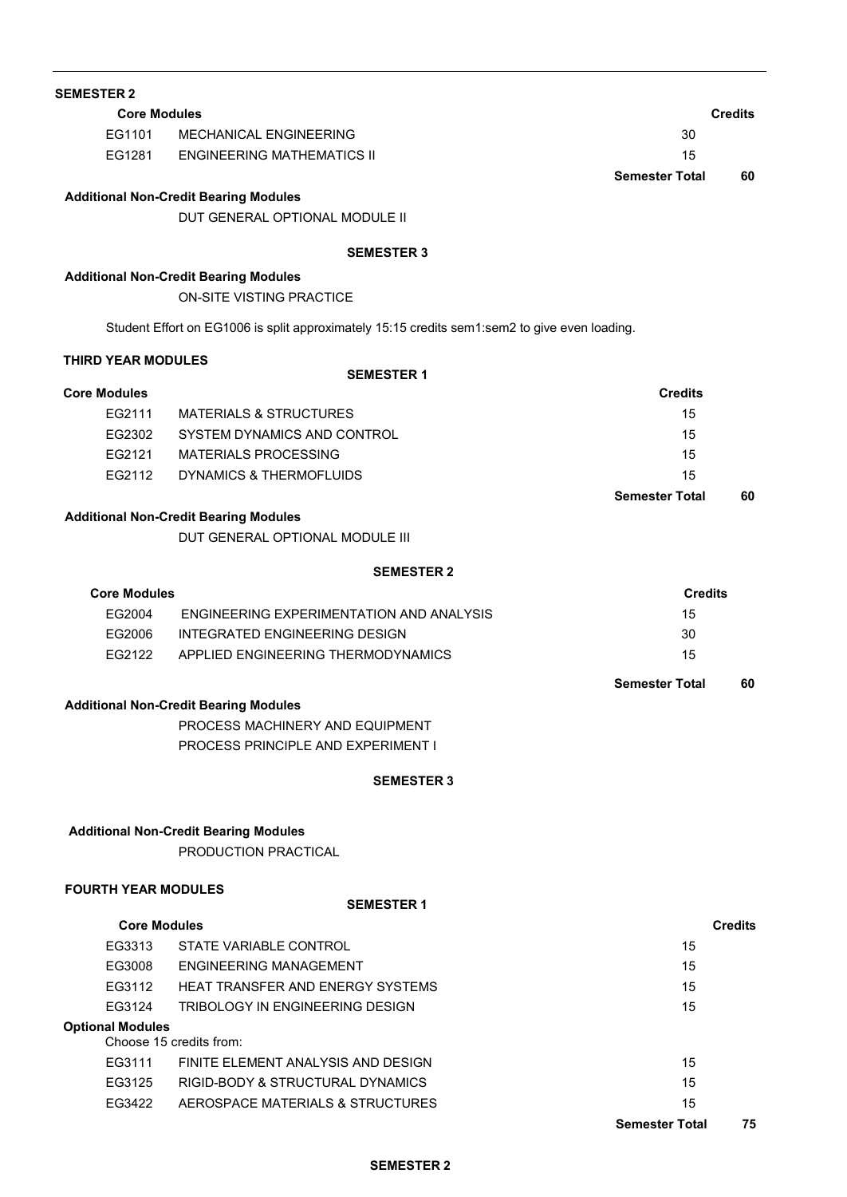### SEMESTER 2

| Core Modules | | Credits |
|---|---|---|
| EG1101 | MECHANICAL ENGINEERING | 30 |
| EG1281 | ENGINEERING MATHEMATICS II | 15 |
| | **Semester Total** | **60** |

**Additional Non-Credit Bearing Modules**

DUT GENERAL OPTIONAL MODULE II

### SEMESTER 3

**Additional Non-Credit Bearing Modules**

ON-SITE VISTING PRACTICE

Student Effort on EG1006 is split approximately 15:15 credits sem1:sem2 to give even loading.

## THIRD YEAR MODULES

### SEMESTER 1

| Core Modules | | Credits |
|---|---|---|
| EG2111 | MATERIALS & STRUCTURES | 15 |
| EG2302 | SYSTEM DYNAMICS AND CONTROL | 15 |
| EG2121 | MATERIALS PROCESSING | 15 |
| EG2112 | DYNAMICS & THERMOFLUIDS | 15 |
| | **Semester Total** | **60** |

**Additional Non-Credit Bearing Modules**

DUT GENERAL OPTIONAL MODULE III

### SEMESTER 2

| Core Modules | | Credits |
|---|---|---|
| EG2004 | ENGINEERING EXPERIMENTATION AND ANALYSIS | 15 |
| EG2006 | INTEGRATED ENGINEERING DESIGN | 30 |
| EG2122 | APPLIED ENGINEERING THERMODYNAMICS | 15 |
| | **Semester Total** | **60** |

**Additional Non-Credit Bearing Modules**

PROCESS MACHINERY AND EQUIPMENT

PROCESS PRINCIPLE AND EXPERIMENT I

### SEMESTER 3

**Additional Non-Credit Bearing Modules**

PRODUCTION PRACTICAL

## FOURTH YEAR MODULES

### SEMESTER 1

| Core Modules | | Credits |
|---|---|---|
| EG3313 | STATE VARIABLE CONTROL | 15 |
| EG3008 | ENGINEERING MANAGEMENT | 15 |
| EG3112 | HEAT TRANSFER AND ENERGY SYSTEMS | 15 |
| EG3124 | TRIBOLOGY IN ENGINEERING DESIGN | 15 |
| **Optional Modules** | Choose 15 credits from: | |
| EG3111 | FINITE ELEMENT ANALYSIS AND DESIGN | 15 |
| EG3125 | RIGID-BODY & STRUCTURAL DYNAMICS | 15 |
| EG3422 | AEROSPACE MATERIALS & STRUCTURES | 15 |
| | **Semester Total** | **75** |

### SEMESTER 2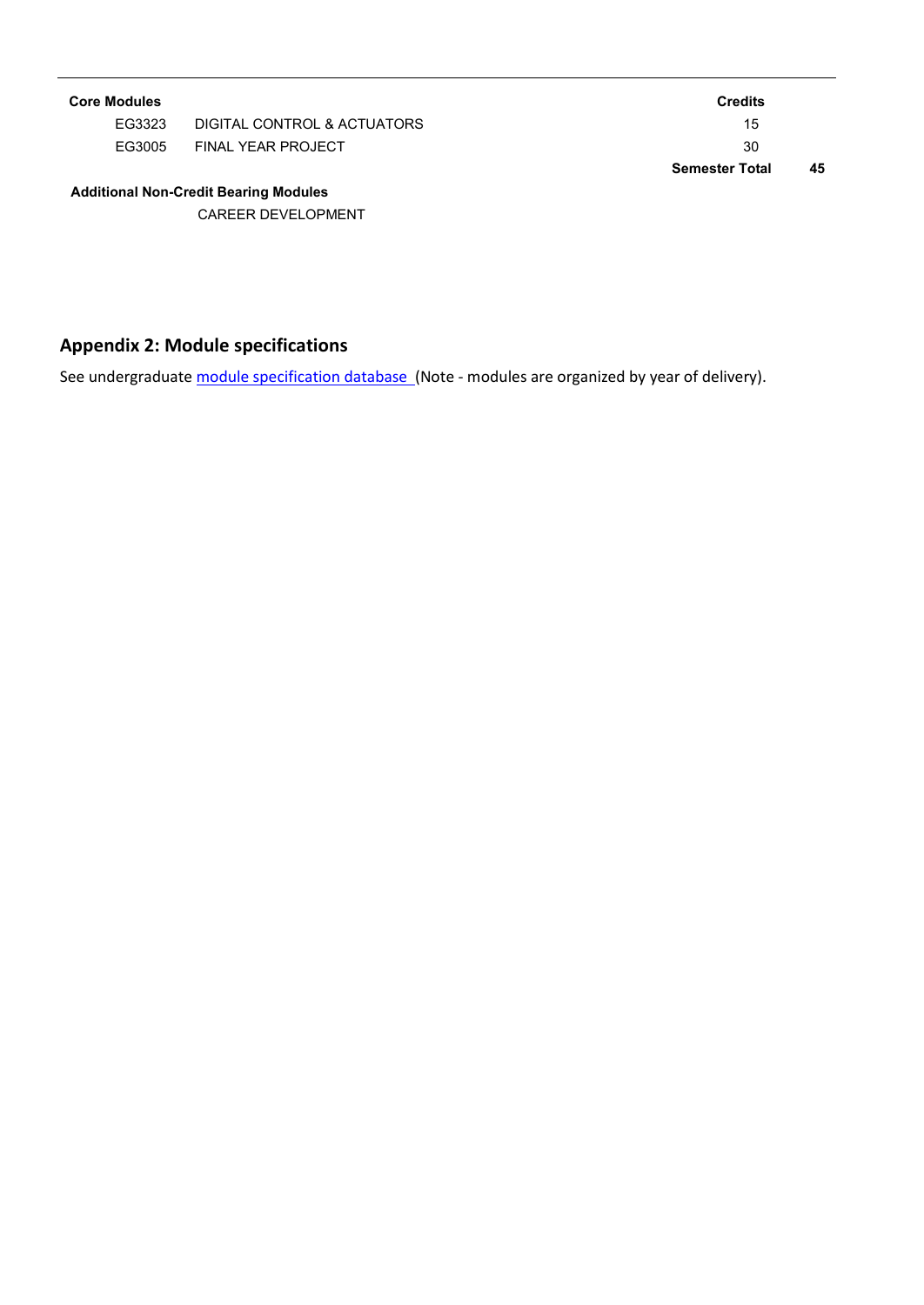| Core Modules | | Credits | |
|---|---|---|---|
| EG3323 | DIGITAL CONTROL & ACTUATORS | 15 | |
| EG3005 | FINAL YEAR PROJECT | 30 | |
| | | **Semester Total** | **45** |

**Additional Non-Credit Bearing Modules**

CAREER DEVELOPMENT

## Appendix 2: Module specifications

See undergraduate module specification database (Note - modules are organized by year of delivery).